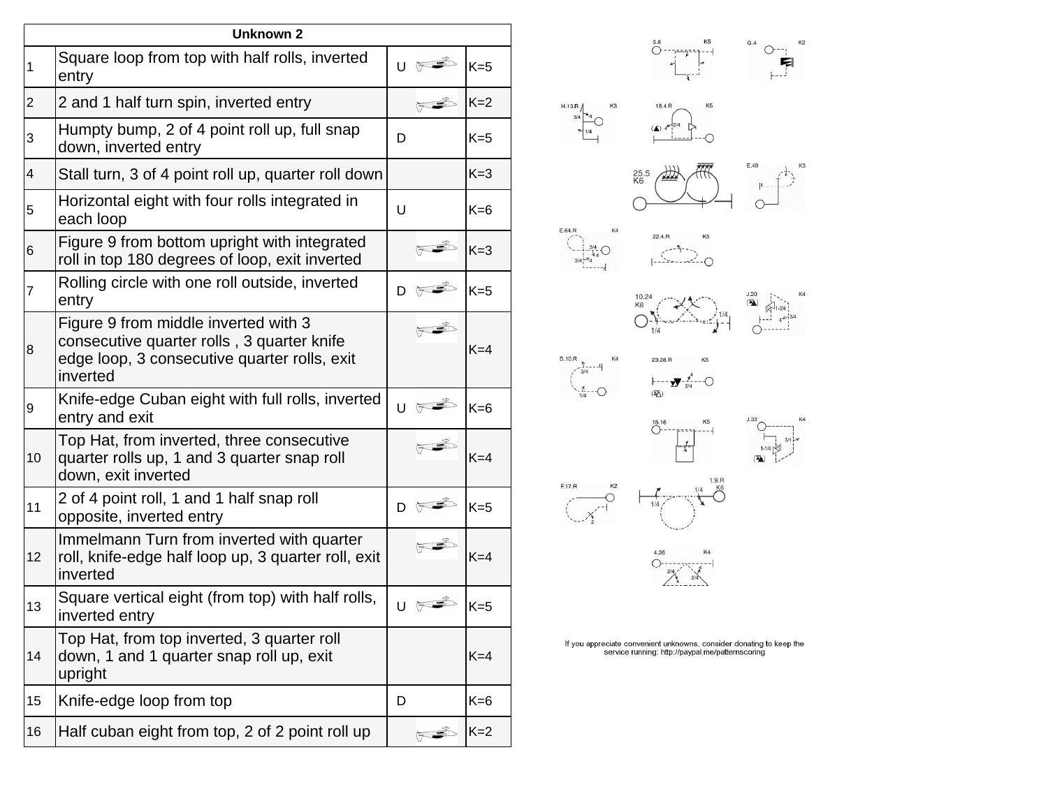| Unknown 2 | | | | |
|---|---|---|---|---|
| 1 | Square loop from top with half rolls, inverted entry | U | | K=5 |
| 2 | 2 and 1 half turn spin, inverted entry | | | K=2 |
| 3 | Humpty bump, 2 of 4 point roll up, full snap down, inverted entry | D | | K=5 |
| 4 | Stall turn, 3 of 4 point roll up, quarter roll down | | | K=3 |
| 5 | Horizontal eight with four rolls integrated in each loop | U | | K=6 |
| 6 | Figure 9 from bottom upright with integrated roll in top 180 degrees of loop, exit inverted | | | K=3 |
| 7 | Rolling circle with one roll outside, inverted entry | D | | K=5 |
| 8 | Figure 9 from middle inverted with 3 consecutive quarter rolls , 3 quarter knife edge loop, 3 consecutive quarter rolls, exit inverted | | | K=4 |
| 9 | Knife-edge Cuban eight with full rolls, inverted entry and exit | U | | K=6 |
| 10 | Top Hat, from inverted, three consecutive quarter rolls up, 1 and 3 quarter snap roll down, exit inverted | | | K=4 |
| 11 | 2 of 4 point roll, 1 and 1 half snap roll opposite, inverted entry | D | | K=5 |
| 12 | Immelmann Turn from inverted with quarter roll, knife-edge half loop up, 3 quarter roll, exit inverted | | | K=4 |
| 13 | Square vertical eight (from top) with half rolls, inverted entry | U | | K=5 |
| 14 | Top Hat, from top inverted, 3 quarter roll down, 1 and 1 quarter snap roll up, exit upright | | | K=4 |
| 15 | Knife-edge loop from top | D | | K=6 |
| 16 | Half cuban eight from top, 2 of 2 point roll up | | | K=2 |

5.8 K5

G.4 K2

H.13.R K3

18.4.R K5

25.5 K6

E.49 K3

E.64.R K4

22.4.R K5

10.24 K6

J.20 K4

D.10.R K4

23.28.R K5

15.16 K5

J.32 K4

F.17.R K2

1.9.R K6

4.26 K4

If you appreciate convenient unknowns, consider donating to keep the service running: http://paypal.me/patternscoring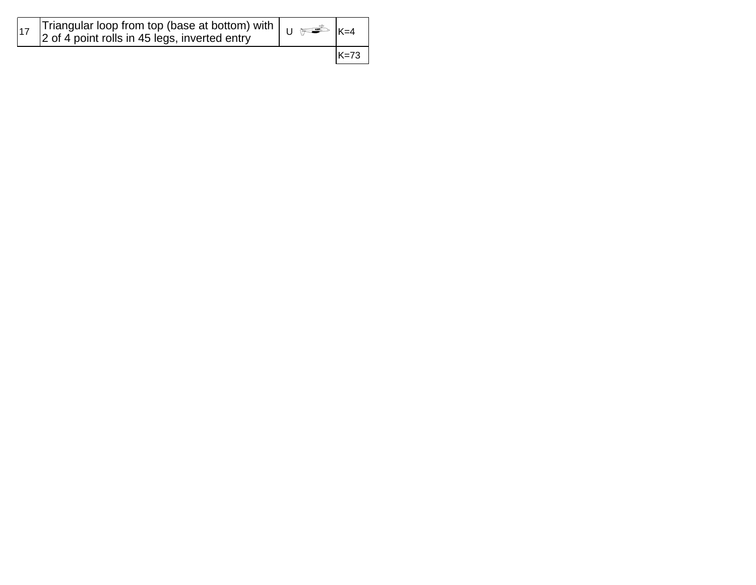| | | | |
|---|---|---|---|
| 17 | Triangular loop from top (base at bottom) with 2 of 4 point rolls in 45 legs, inverted entry | U | K=4 |
| | | | K=73 |